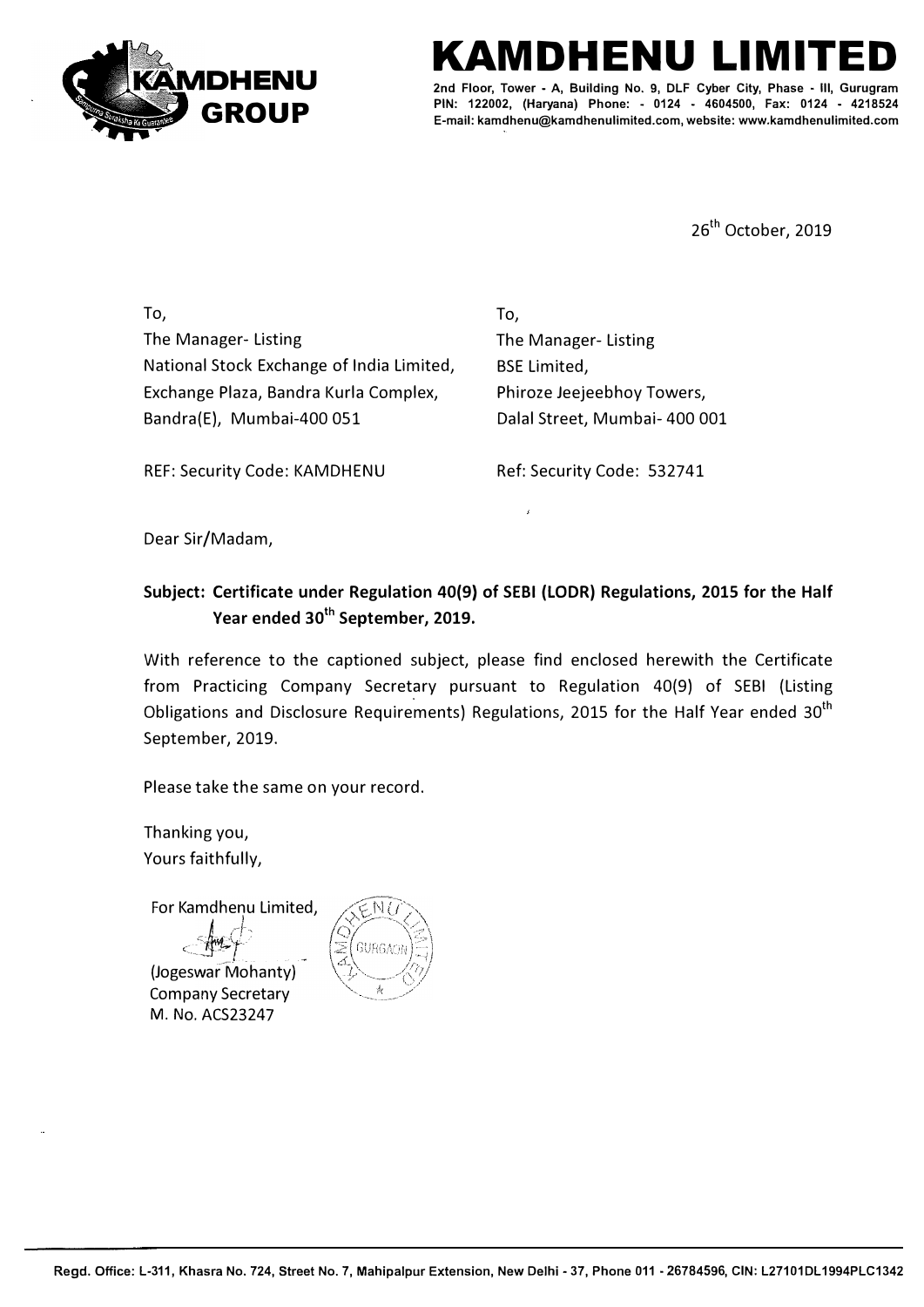# KAMDHENU LIMITED

2nd Floor, Tower - A, Building No. 9, DLF Cyber City, Phase - III, Gurugram
PIN: 122002, (Haryana) Phone: - 0124 - 4604500, Fax: 0124 - 4218524
E-mail: kamdhenu@kamdhenulimited.com, website: www.kamdhenulimited.com

26th October, 2019

To,
The Manager- Listing
National Stock Exchange of India Limited,
Exchange Plaza, Bandra Kurla Complex,
Bandra(E), Mumbai-400 051

REF: Security Code: KAMDHENU

To,
The Manager- Listing
BSE Limited,
Phiroze Jeejeebhoy Towers,
Dalal Street, Mumbai- 400 001

Ref: Security Code: 532741

Dear Sir/Madam,

**Subject: Certificate under Regulation 40(9) of SEBI (LODR) Regulations, 2015 for the Half Year ended 30th September, 2019.**

With reference to the captioned subject, please find enclosed herewith the Certificate from Practicing Company Secretary pursuant to Regulation 40(9) of SEBI (Listing Obligations and Disclosure Requirements) Regulations, 2015 for the Half Year ended 30th September, 2019.

Please take the same on your record.

Thanking you,
Yours faithfully,

For Kamdhenu Limited,

(Jogeswar Mohanty)
Company Secretary
M. No. ACS23247

Regd. Office: L-311, Khasra No. 724, Street No. 7, Mahipalpur Extension, New Delhi - 37, Phone 011 - 26784596, CIN: L27101DL1994PLC1342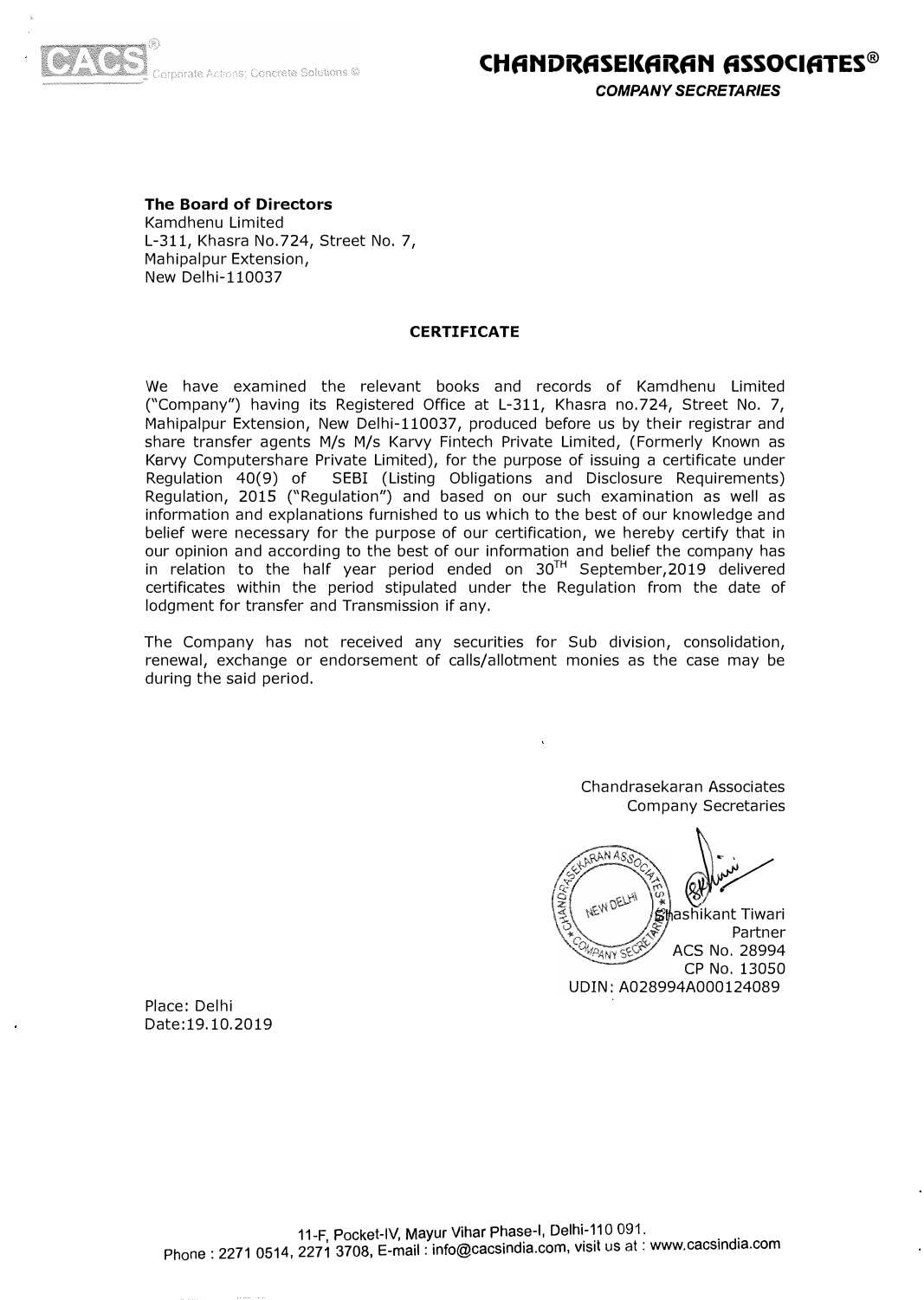CACS® Corporate Actions; Concrete Solutions ©

**CHANDRASEKARAN ASSOCIATES®**
***COMPANY SECRETARIES***

**The Board of Directors**
Kamdhenu Limited
L-311, Khasra No.724, Street No. 7,
Mahipalpur Extension,
New Delhi-110037

**CERTIFICATE**

We have examined the relevant books and records of Kamdhenu Limited ("Company") having its Registered Office at L-311, Khasra no.724, Street No. 7, Mahipalpur Extension, New Delhi-110037, produced before us by their registrar and share transfer agents M/s M/s Karvy Fintech Private Limited, (Formerly Known as Karvy Computershare Private Limited), for the purpose of issuing a certificate under Regulation 40(9) of SEBI (Listing Obligations and Disclosure Requirements) Regulation, 2015 ("Regulation") and based on our such examination as well as information and explanations furnished to us which to the best of our knowledge and belief were necessary for the purpose of our certification, we hereby certify that in our opinion and according to the best of our information and belief the company has in relation to the half year period ended on 30TH September,2019 delivered certificates within the period stipulated under the Regulation from the date of lodgment for transfer and Transmission if any.

The Company has not received any securities for Sub division, consolidation, renewal, exchange or endorsement of calls/allotment monies as the case may be during the said period.

Chandrasekaran Associates
Company Secretaries

Shashikant Tiwari
Partner
ACS No. 28994
CP No. 13050
UDIN: A028994A000124089

Place: Delhi
Date:19.10.2019

11-F, Pocket-IV, Mayur Vihar Phase-I, Delhi-110 091.
Phone : 2271 0514, 2271 3708, E-mail : info@cacsindia.com, visit us at : www.cacsindia.com